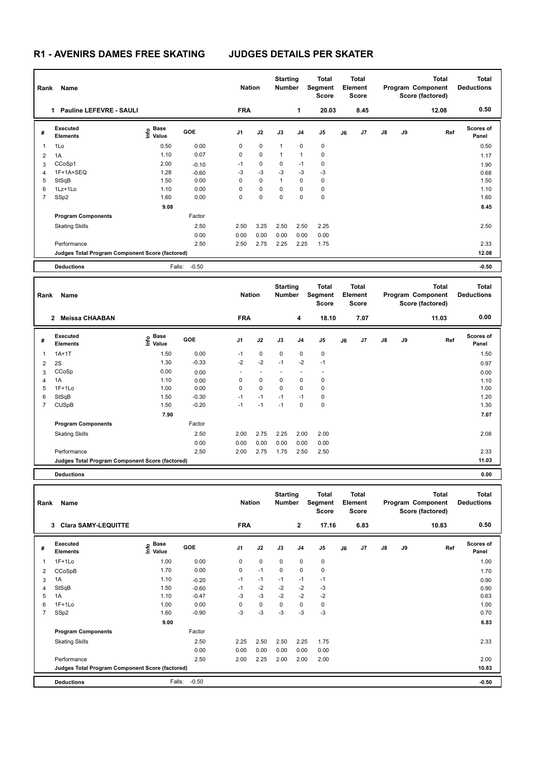# R1 - AVENIRS DAMES FREE SKATING    JUDGES DETAILS PER SKATER

| Rank | Name | Nation | Starting Number | Total Segment Score | Total Element Score | Total Program Component Score (factored) | Total Deductions |
|---|---|---|---|---|---|---|---|
| 1 | Pauline LEFEVRE - SAULI | FRA | 1 | 20.03 | 8.45 | 12.08 | 0.50 |

| # | Executed Elements | Info | Base Value | GOE | J1 | J2 | J3 | J4 | J5 | J6 | J7 | J8 | J9 | Ref | Scores of Panel |
|---|---|---|---|---|---|---|---|---|---|---|---|---|---|---|---|
| 1 | 1Lo | | 0.50 | 0.00 | 0 | 0 | 1 | 0 | 0 | | | | | | 0.50 |
| 2 | 1A | | 1.10 | 0.07 | 0 | 0 | 1 | 1 | 0 | | | | | | 1.17 |
| 3 | CCoSp1 | | 2.00 | -0.10 | -1 | 0 | 0 | -1 | 0 | | | | | | 1.90 |
| 4 | 1F+1A+SEQ | | 1.28 | -0.60 | -3 | -3 | -3 | -3 | -3 | | | | | | 0.68 |
| 5 | StSqB | | 1.50 | 0.00 | 0 | 0 | 1 | 0 | 0 | | | | | | 1.50 |
| 6 | 1Lz+1Lo | | 1.10 | 0.00 | 0 | 0 | 0 | 0 | 0 | | | | | | 1.10 |
| 7 | SSp2 | | 1.60 | 0.00 | 0 | 0 | 0 | 0 | 0 | | | | | | 1.60 |
| | | | 9.08 | | | | | | | | | | | | 8.45 |
| | **Program Components** | | | Factor | | | | | | | | | | | |
| | Skating Skills | | | 2.50 | 2.50 | 3.25 | 2.50 | 2.50 | 2.25 | | | | | | 2.50 |
| | | | | 0.00 | 0.00 | 0.00 | 0.00 | 0.00 | 0.00 | | | | | | |
| | Performance | | | 2.50 | 2.50 | 2.75 | 2.25 | 2.25 | 1.75 | | | | | | 2.33 |
| | **Judges Total Program Component Score (factored)** | | | | | | | | | | | | | | 12.08 |
| | **Deductions** | | Falls: | -0.50 | | | | | | | | | | | -0.50 |

| Rank | Name | Nation | Starting Number | Total Segment Score | Total Element Score | Total Program Component Score (factored) | Total Deductions |
|---|---|---|---|---|---|---|---|
| 2 | Meissa CHAABAN | FRA | 4 | 18.10 | 7.07 | 11.03 | 0.00 |

| # | Executed Elements | Info | Base Value | GOE | J1 | J2 | J3 | J4 | J5 | J6 | J7 | J8 | J9 | Ref | Scores of Panel |
|---|---|---|---|---|---|---|---|---|---|---|---|---|---|---|---|
| 1 | 1A+1T | | 1.50 | 0.00 | -1 | 0 | 0 | 0 | 0 | | | | | | 1.50 |
| 2 | 2S | | 1.30 | -0.33 | -2 | -2 | -1 | -2 | -1 | | | | | | 0.97 |
| 3 | CCoSp | | 0.00 | 0.00 | - | - | - | - | - | | | | | | 0.00 |
| 4 | 1A | | 1.10 | 0.00 | 0 | 0 | 0 | 0 | 0 | | | | | | 1.10 |
| 5 | 1F+1Lo | | 1.00 | 0.00 | 0 | 0 | 0 | 0 | 0 | | | | | | 1.00 |
| 6 | StSqB | | 1.50 | -0.30 | -1 | -1 | -1 | -1 | 0 | | | | | | 1.20 |
| 7 | CUSpB | | 1.50 | -0.20 | -1 | -1 | -1 | 0 | 0 | | | | | | 1.30 |
| | | | 7.90 | | | | | | | | | | | | 7.07 |
| | **Program Components** | | | Factor | | | | | | | | | | | |
| | Skating Skills | | | 2.50 | 2.00 | 2.75 | 2.25 | 2.00 | 2.00 | | | | | | 2.08 |
| | | | | 0.00 | 0.00 | 0.00 | 0.00 | 0.00 | 0.00 | | | | | | |
| | Performance | | | 2.50 | 2.00 | 2.75 | 1.75 | 2.50 | 2.50 | | | | | | 2.33 |
| | **Judges Total Program Component Score (factored)** | | | | | | | | | | | | | | 11.03 |
| | **Deductions** | | | | | | | | | | | | | | 0.00 |

| Rank | Name | Nation | Starting Number | Total Segment Score | Total Element Score | Total Program Component Score (factored) | Total Deductions |
|---|---|---|---|---|---|---|---|
| 3 | Clara SAMY-LEQUITTE | FRA | 2 | 17.16 | 6.83 | 10.83 | 0.50 |

| # | Executed Elements | Info | Base Value | GOE | J1 | J2 | J3 | J4 | J5 | J6 | J7 | J8 | J9 | Ref | Scores of Panel |
|---|---|---|---|---|---|---|---|---|---|---|---|---|---|---|---|
| 1 | 1F+1Lo | | 1.00 | 0.00 | 0 | 0 | 0 | 0 | 0 | | | | | | 1.00 |
| 2 | CCoSpB | | 1.70 | 0.00 | 0 | -1 | 0 | 0 | 0 | | | | | | 1.70 |
| 3 | 1A | | 1.10 | -0.20 | -1 | -1 | -1 | -1 | -1 | | | | | | 0.90 |
| 4 | StSqB | | 1.50 | -0.60 | -1 | -2 | -2 | -2 | -3 | | | | | | 0.90 |
| 5 | 1A | | 1.10 | -0.47 | -3 | -3 | -2 | -2 | -2 | | | | | | 0.63 |
| 6 | 1F+1Lo | | 1.00 | 0.00 | 0 | 0 | 0 | 0 | 0 | | | | | | 1.00 |
| 7 | SSp2 | | 1.60 | -0.90 | -3 | -3 | -3 | -3 | -3 | | | | | | 0.70 |
| | | | 9.00 | | | | | | | | | | | | 6.83 |
| | **Program Components** | | | Factor | | | | | | | | | | | |
| | Skating Skills | | | 2.50 | 2.25 | 2.50 | 2.50 | 2.25 | 1.75 | | | | | | 2.33 |
| | | | | 0.00 | 0.00 | 0.00 | 0.00 | 0.00 | 0.00 | | | | | | |
| | Performance | | | 2.50 | 2.00 | 2.25 | 2.00 | 2.00 | 2.00 | | | | | | 2.00 |
| | **Judges Total Program Component Score (factored)** | | | | | | | | | | | | | | 10.83 |
| | **Deductions** | | Falls: | -0.50 | | | | | | | | | | | -0.50 |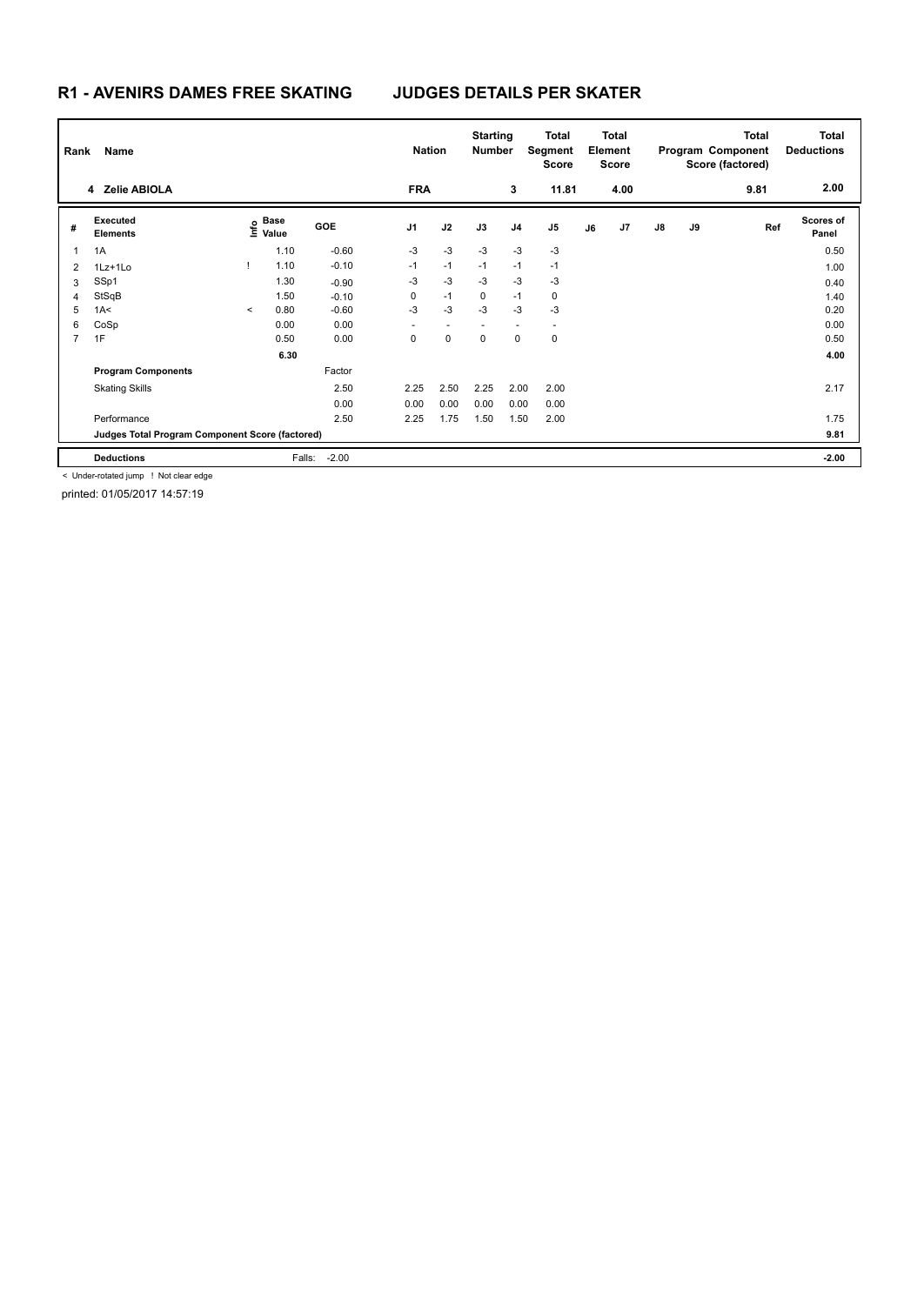# R1 - AVENIRS DAMES FREE SKATING — JUDGES DETAILS PER SKATER

| Rank | Name | Nation | Starting Number | Total Segment Score | Total Element Score | Total Program Component Score (factored) | Total Deductions |
|---|---|---|---|---|---|---|---|
| 4 | Zelie ABIOLA | FRA | 3 | 11.81 | 4.00 | 9.81 | 2.00 |

| # | Executed Elements | Info | Base Value | GOE | J1 | J2 | J3 | J4 | J5 | J6 | J7 | J8 | J9 | Ref | Scores of Panel |
|---|---|---|---|---|---|---|---|---|---|---|---|---|---|---|---|
| 1 | 1A | | 1.10 | -0.60 | -3 | -3 | -3 | -3 | -3 | | | | | | 0.50 |
| 2 | 1Lz+1Lo | ! | 1.10 | -0.10 | -1 | -1 | -1 | -1 | -1 | | | | | | 1.00 |
| 3 | SSp1 | | 1.30 | -0.90 | -3 | -3 | -3 | -3 | -3 | | | | | | 0.40 |
| 4 | StSqB | | 1.50 | -0.10 | 0 | -1 | 0 | -1 | 0 | | | | | | 1.40 |
| 5 | 1A< | < | 0.80 | -0.60 | -3 | -3 | -3 | -3 | -3 | | | | | | 0.20 |
| 6 | CoSp | | 0.00 | 0.00 | - | - | - | - | - | | | | | | 0.00 |
| 7 | 1F | | 0.50 | 0.00 | 0 | 0 | 0 | 0 | 0 | | | | | | 0.50 |
| | | | 6.30 | | | | | | | | | | | | 4.00 |
| | **Program Components** | | | Factor | | | | | | | | | | | |
| | Skating Skills | | | 2.50 | 2.25 | 2.50 | 2.25 | 2.00 | 2.00 | | | | | | 2.17 |
| | | | | 0.00 | 0.00 | 0.00 | 0.00 | 0.00 | 0.00 | | | | | | |
| | Performance | | | 2.50 | 2.25 | 1.75 | 1.50 | 1.50 | 2.00 | | | | | | 1.75 |
| | **Judges Total Program Component Score (factored)** | | | | | | | | | | | | | | 9.81 |
| | **Deductions** | | Falls: | -2.00 | | | | | | | | | | | -2.00 |

< Under-rotated jump ! Not clear edge

printed: 01/05/2017 14:57:19